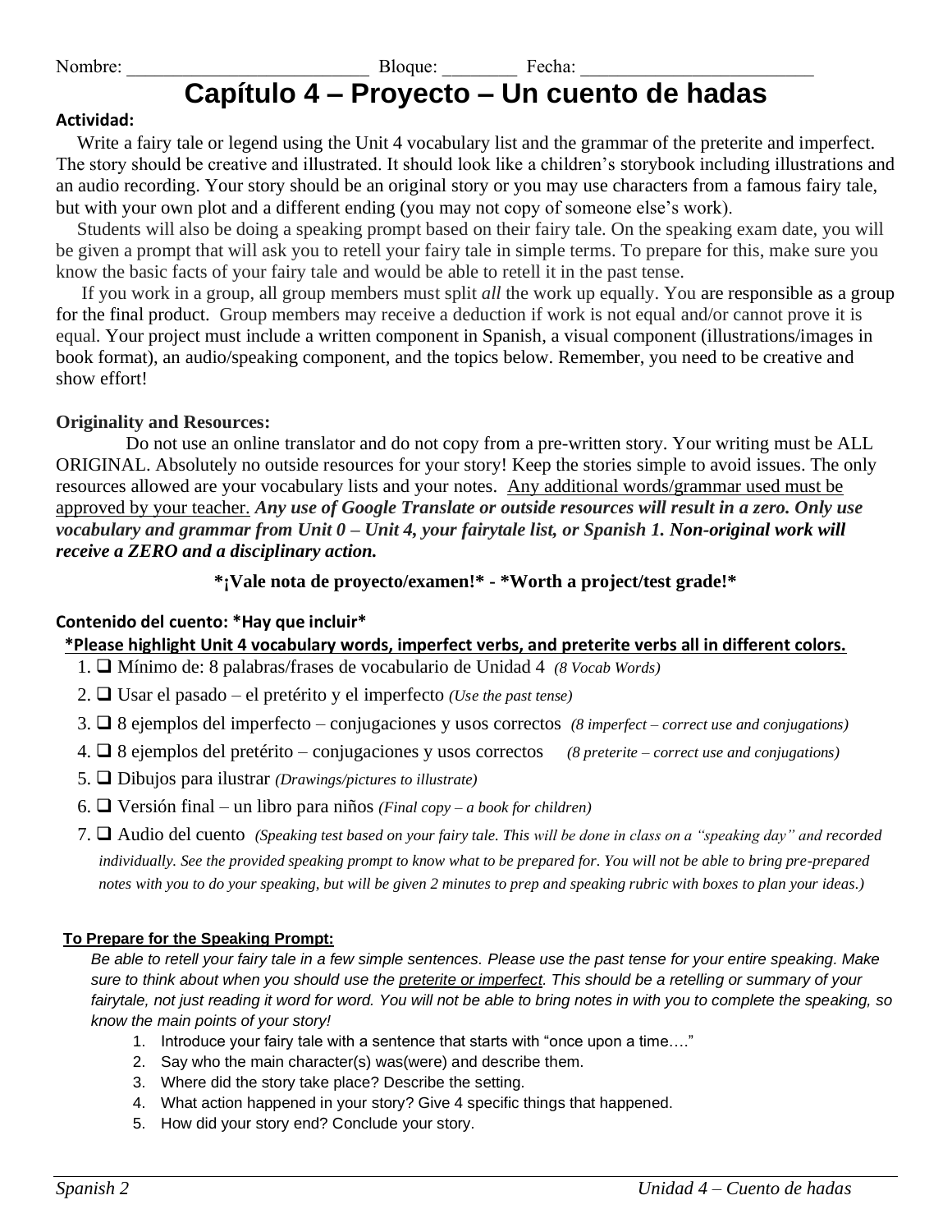Nombre: ________________________ Bloque: ________ Fecha: ________________________

# Capítulo 4 – Proyecto – Un cuento de hadas

**Actividad:**

Write a fairy tale or legend using the Unit 4 vocabulary list and the grammar of the preterite and imperfect. The story should be creative and illustrated. It should look like a children's storybook including illustrations and an audio recording. Your story should be an original story or you may use characters from a famous fairy tale, but with your own plot and a different ending (you may not copy of someone else's work).

Students will also be doing a speaking prompt based on their fairy tale. On the speaking exam date, you will be given a prompt that will ask you to retell your fairy tale in simple terms. To prepare for this, make sure you know the basic facts of your fairy tale and would be able to retell it in the past tense.

If you work in a group, all group members must split *all* the work up equally. You are responsible as a group for the final product. Group members may receive a deduction if work is not equal and/or cannot prove it is equal. Your project must include a written component in Spanish, a visual component (illustrations/images in book format), an audio/speaking component, and the topics below. Remember, you need to be creative and show effort!

**Originality and Resources:**

Do not use an online translator and do not copy from a pre-written story. Your writing must be ALL ORIGINAL. Absolutely no outside resources for your story! Keep the stories simple to avoid issues. The only resources allowed are your vocabulary lists and your notes. <u>Any additional words/grammar used must be approved by your teacher.</u> ***Any use of Google Translate or outside resources will result in a zero. Only use vocabulary and grammar from Unit 0 – Unit 4, your fairytale list, or Spanish 1. Non-original work will receive a ZERO and a disciplinary action.***

**\*¡Vale nota de proyecto/examen!\* - \*Worth a project/test grade!\***

**Contenido del cuento: \*Hay que incluir\***

**\*<u>Please highlight Unit 4 vocabulary words, imperfect verbs, and preterite verbs all in different colors.</u>**

1. ❑ Mínimo de: 8 palabras/frases de vocabulario de Unidad 4 *(8 Vocab Words)*
2. ❑ Usar el pasado – el pretérito y el imperfecto *(Use the past tense)*
3. ❑ 8 ejemplos del imperfecto – conjugaciones y usos correctos *(8 imperfect – correct use and conjugations)*
4. ❑ 8 ejemplos del pretérito – conjugaciones y usos correctos *(8 preterite – correct use and conjugations)*
5. ❑ Dibujos para ilustrar *(Drawings/pictures to illustrate)*
6. ❑ Versión final – un libro para niños *(Final copy – a book for children)*
7. ❑ Audio del cuento *(Speaking test based on your fairy tale. This will be done in class on a "speaking day" and recorded individually. See the provided speaking prompt to know what to be prepared for. You will not be able to bring pre-prepared notes with you to do your speaking, but will be given 2 minutes to prep and speaking rubric with boxes to plan your ideas.)*

**<u>To Prepare for the Speaking Prompt:</u>**

*Be able to retell your fairy tale in a few simple sentences. Please use the past tense for your entire speaking. Make sure to think about when you should use the <u>preterite or imperfect</u>. This should be a retelling or summary of your fairytale, not just reading it word for word. You will not be able to bring notes in with you to complete the speaking, so know the main points of your story!*

1. Introduce your fairy tale with a sentence that starts with "once upon a time…."
2. Say who the main character(s) was(were) and describe them.
3. Where did the story take place? Describe the setting.
4. What action happened in your story? Give 4 specific things that happened.
5. How did your story end? Conclude your story.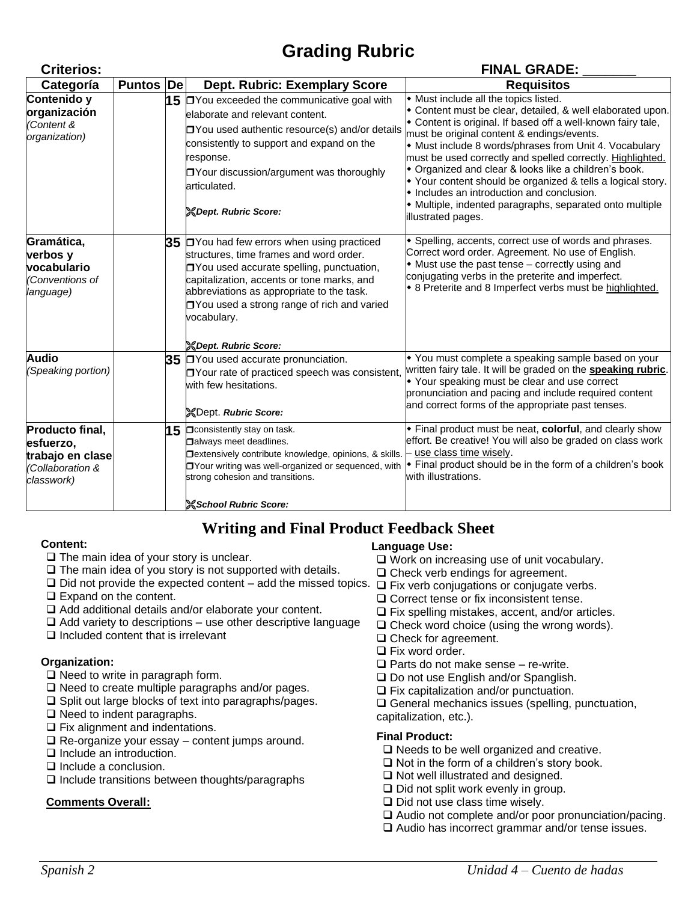# Grading Rubric

**Criterios:** **FINAL GRADE: _______**

| Categoría | Puntos | De | Dept. Rubric: Exemplary Score | Requisitos |
|---|---|---|---|---|
| **Contenido y organización** *(Content & organization)* | | **15** | ❒You exceeded the communicative goal with elaborate and relevant content. ❒You used authentic resource(s) and/or details consistently to support and expand on the response. ❒Your discussion/argument was thoroughly articulated. ***Dept. Rubric Score:*** | • Must include all the topics listed. • Content must be clear, detailed, & well elaborated upon. • Content is original. If based off a well-known fairy tale, must be original content & endings/events. • Must include 8 words/phrases from Unit 4. Vocabulary must be used correctly and spelled correctly. Highlighted. • Organized and clear & looks like a children's book. • Your content should be organized & tells a logical story. • Includes an introduction and conclusion. • Multiple, indented paragraphs, separated onto multiple illustrated pages. |
| **Gramática, verbos y vocabulario** *(Conventions of language)* | | **35** | ❒You had few errors when using practiced structures, time frames and word order. ❒You used accurate spelling, punctuation, capitalization, accents or tone marks, and abbreviations as appropriate to the task. ❒You used a strong range of rich and varied vocabulary. ***Dept. Rubric Score:*** | • Spelling, accents, correct use of words and phrases. Correct word order. Agreement. No use of English. • Must use the past tense – correctly using and conjugating verbs in the preterite and imperfect. • 8 Preterite and 8 Imperfect verbs must be highlighted. |
| **Audio** *(Speaking portion)* | | **35** | ❒You used accurate pronunciation. ❒Your rate of practiced speech was consistent, with few hesitations. Dept. ***Rubric Score:*** | • You must complete a speaking sample based on your written fairy tale. It will be graded on the **speaking rubric**. • Your speaking must be clear and use correct pronunciation and pacing and include required content and correct forms of the appropriate past tenses. |
| **Producto final, esfuerzo, trabajo en clase** *(Collaboration & classwork)* | | **15** | ❒consistently stay on task. ❒always meet deadlines. ❒extensively contribute knowledge, opinions, & skills. ❒Your writing was well-organized or sequenced, with strong cohesion and transitions. ***School Rubric Score:*** | • Final product must be neat, **colorful**, and clearly show effort. Be creative! You will also be graded on class work – use class time wisely. • Final product should be in the form of a children's book with illustrations. |

## Writing and Final Product Feedback Sheet

**Content:**
- ❑ The main idea of your story is unclear.
- ❑ The main idea of you story is not supported with details.
- ❑ Did not provide the expected content – add the missed topics.
- ❑ Expand on the content.
- ❑ Add additional details and/or elaborate your content.
- ❑ Add variety to descriptions – use other descriptive language
- ❑ Included content that is irrelevant

**Organization:**
- ❑ Need to write in paragraph form.
- ❑ Need to create multiple paragraphs and/or pages.
- ❑ Split out large blocks of text into paragraphs/pages.
- ❑ Need to indent paragraphs.
- ❑ Fix alignment and indentations.
- ❑ Re-organize your essay – content jumps around.
- ❑ Include an introduction.
- ❑ Include a conclusion.
- ❑ Include transitions between thoughts/paragraphs

**Comments Overall:**

**Language Use:**
- ❑ Work on increasing use of unit vocabulary.
- ❑ Check verb endings for agreement.
- ❑ Fix verb conjugations or conjugate verbs.
- ❑ Correct tense or fix inconsistent tense.
- ❑ Fix spelling mistakes, accent, and/or articles.
- ❑ Check word choice (using the wrong words).
- ❑ Check for agreement.
- ❑ Fix word order.
- ❑ Parts do not make sense – re-write.
- ❑ Do not use English and/or Spanglish.
- ❑ Fix capitalization and/or punctuation.
- ❑ General mechanics issues (spelling, punctuation, capitalization, etc.).

**Final Product:**
- ❑ Needs to be well organized and creative.
- ❑ Not in the form of a children's story book.
- ❑ Not well illustrated and designed.
- ❑ Did not split work evenly in group.
- ❑ Did not use class time wisely.
- ❑ Audio not complete and/or poor pronunciation/pacing.
- ❑ Audio has incorrect grammar and/or tense issues.